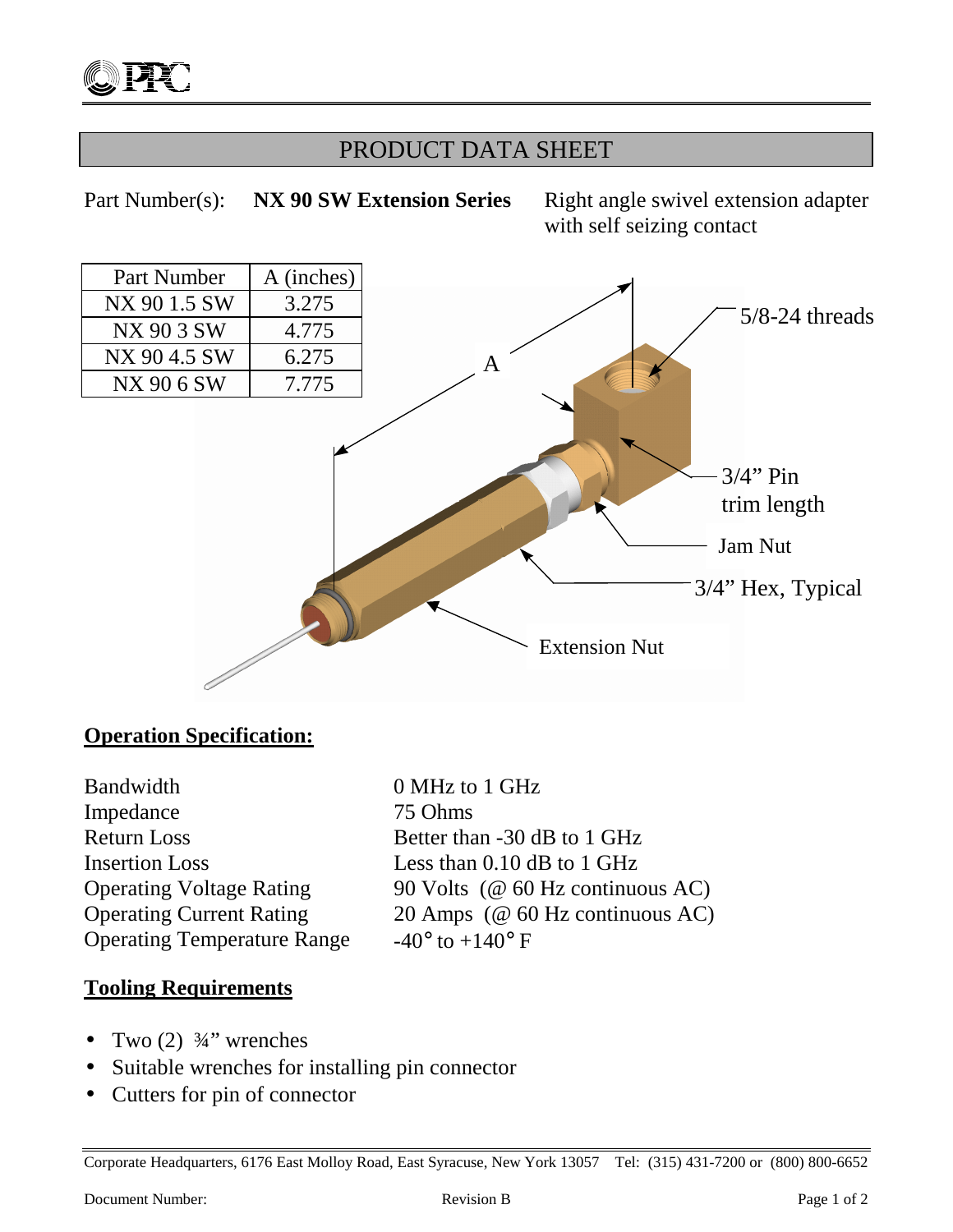# PRODUCT DATA SHEET

Part Number(s): **NX 90 SW Extension Series** Right angle swivel extension adapter with self seizing contact

| Part Number | A (inches) |
|---|---|
| NX 90 1.5 SW | 3.275 |
| NX 90 3 SW | 4.775 |
| NX 90 4.5 SW | 6.275 |
| NX 90 6 SW | 7.775 |

A

5/8-24 threads

3/4" Pin trim length

Jam Nut

3/4" Hex, Typical

Extension Nut

## **Operation Specification:**

| | |
|---|---|
| Bandwidth | 0 MHz to 1 GHz |
| Impedance | 75 Ohms |
| Return Loss | Better than -30 dB to 1 GHz |
| Insertion Loss | Less than 0.10 dB to 1 GHz |
| Operating Voltage Rating | 90 Volts (@ 60 Hz continuous AC) |
| Operating Current Rating | 20 Amps (@ 60 Hz continuous AC) |
| Operating Temperature Range | -40° to +140° F |

## **Tooling Requirements**

- Two (2) ¾" wrenches
- Suitable wrenches for installing pin connector
- Cutters for pin of connector

Corporate Headquarters, 6176 East Molloy Road, East Syracuse, New York 13057 Tel: (315) 431-7200 or (800) 800-6652

Document Number: Revision B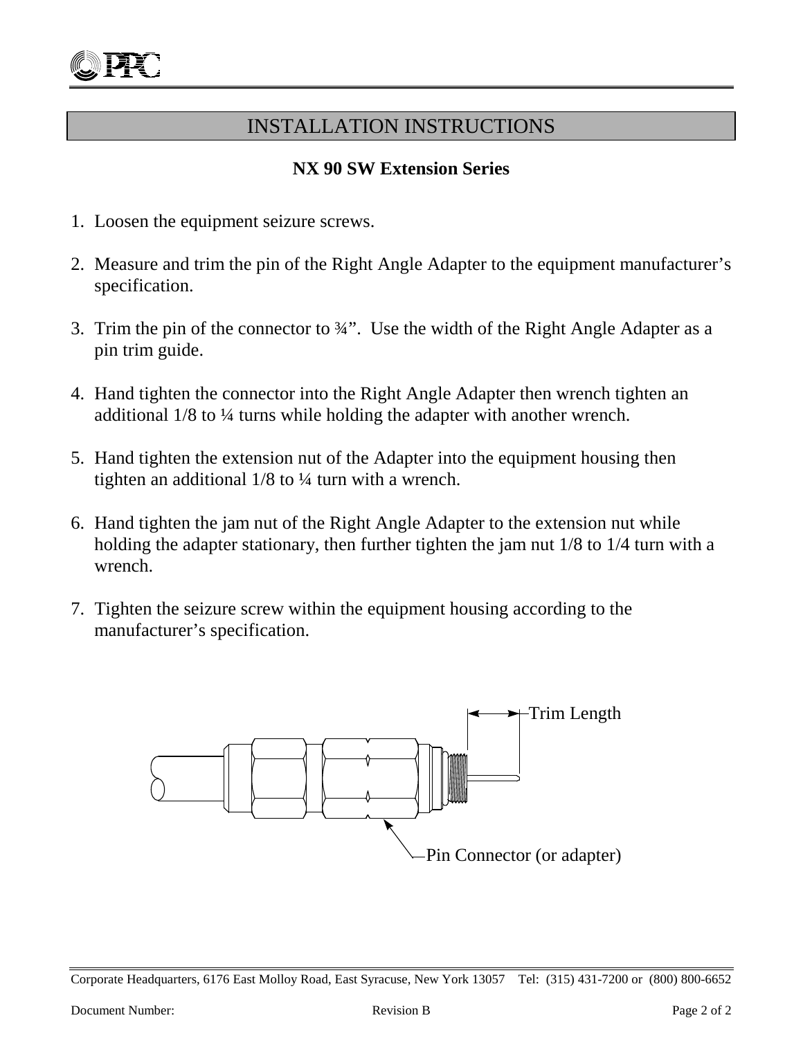# INSTALLATION INSTRUCTIONS

## NX 90 SW Extension Series

1. Loosen the equipment seizure screws.

2. Measure and trim the pin of the Right Angle Adapter to the equipment manufacturer's specification.

3. Trim the pin of the connector to ¾". Use the width of the Right Angle Adapter as a pin trim guide.

4. Hand tighten the connector into the Right Angle Adapter then wrench tighten an additional 1/8 to ¼ turns while holding the adapter with another wrench.

5. Hand tighten the extension nut of the Adapter into the equipment housing then tighten an additional 1/8 to ¼ turn with a wrench.

6. Hand tighten the jam nut of the Right Angle Adapter to the extension nut while holding the adapter stationary, then further tighten the jam nut 1/8 to 1/4 turn with a wrench.

7. Tighten the seizure screw within the equipment housing according to the manufacturer's specification.

Trim Length

Pin Connector (or adapter)

Corporate Headquarters, 6176 East Molloy Road, East Syracuse, New York 13057 Tel: (315) 431-7200 or (800) 800-6652

Document Number: Revision B